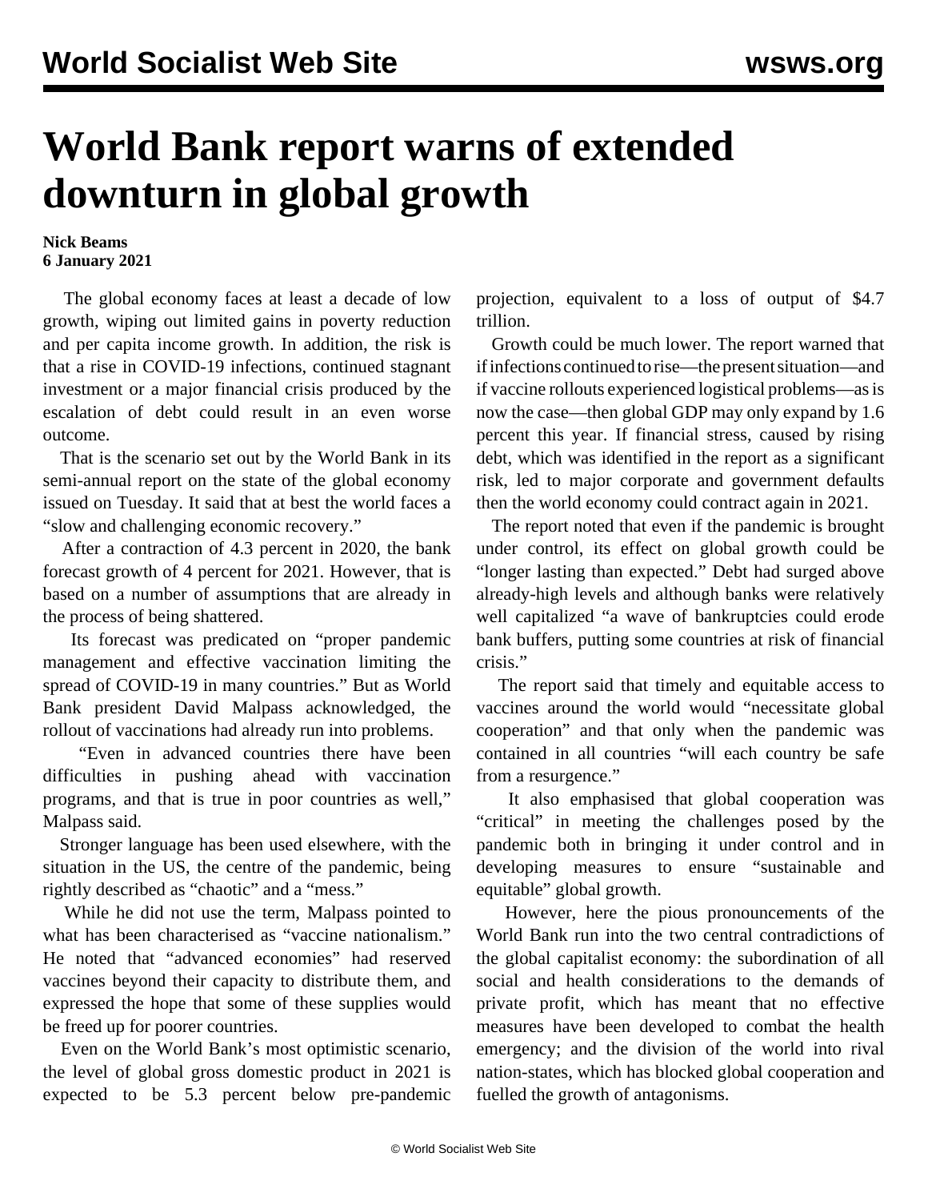# World Bank report warns of extended downturn in global growth

**Nick Beams**
**6 January 2021**

The global economy faces at least a decade of low growth, wiping out limited gains in poverty reduction and per capita income growth. In addition, the risk is that a rise in COVID-19 infections, continued stagnant investment or a major financial crisis produced by the escalation of debt could result in an even worse outcome.

That is the scenario set out by the World Bank in its semi-annual report on the state of the global economy issued on Tuesday. It said that at best the world faces a "slow and challenging economic recovery."

After a contraction of 4.3 percent in 2020, the bank forecast growth of 4 percent for 2021. However, that is based on a number of assumptions that are already in the process of being shattered.

Its forecast was predicated on "proper pandemic management and effective vaccination limiting the spread of COVID-19 in many countries." But as World Bank president David Malpass acknowledged, the rollout of vaccinations had already run into problems.

"Even in advanced countries there have been difficulties in pushing ahead with vaccination programs, and that is true in poor countries as well," Malpass said.

Stronger language has been used elsewhere, with the situation in the US, the centre of the pandemic, being rightly described as "chaotic" and a "mess."

While he did not use the term, Malpass pointed to what has been characterised as "vaccine nationalism." He noted that "advanced economies" had reserved vaccines beyond their capacity to distribute them, and expressed the hope that some of these supplies would be freed up for poorer countries.

Even on the World Bank's most optimistic scenario, the level of global gross domestic product in 2021 is expected to be 5.3 percent below pre-pandemic projection, equivalent to a loss of output of $4.7 trillion.

Growth could be much lower. The report warned that if infections continued to rise—the present situation—and if vaccine rollouts experienced logistical problems—as is now the case—then global GDP may only expand by 1.6 percent this year. If financial stress, caused by rising debt, which was identified in the report as a significant risk, led to major corporate and government defaults then the world economy could contract again in 2021.

The report noted that even if the pandemic is brought under control, its effect on global growth could be "longer lasting than expected." Debt had surged above already-high levels and although banks were relatively well capitalized "a wave of bankruptcies could erode bank buffers, putting some countries at risk of financial crisis."

The report said that timely and equitable access to vaccines around the world would "necessitate global cooperation" and that only when the pandemic was contained in all countries "will each country be safe from a resurgence."

It also emphasised that global cooperation was "critical" in meeting the challenges posed by the pandemic both in bringing it under control and in developing measures to ensure "sustainable and equitable" global growth.

However, here the pious pronouncements of the World Bank run into the two central contradictions of the global capitalist economy: the subordination of all social and health considerations to the demands of private profit, which has meant that no effective measures have been developed to combat the health emergency; and the division of the world into rival nation-states, which has blocked global cooperation and fuelled the growth of antagonisms.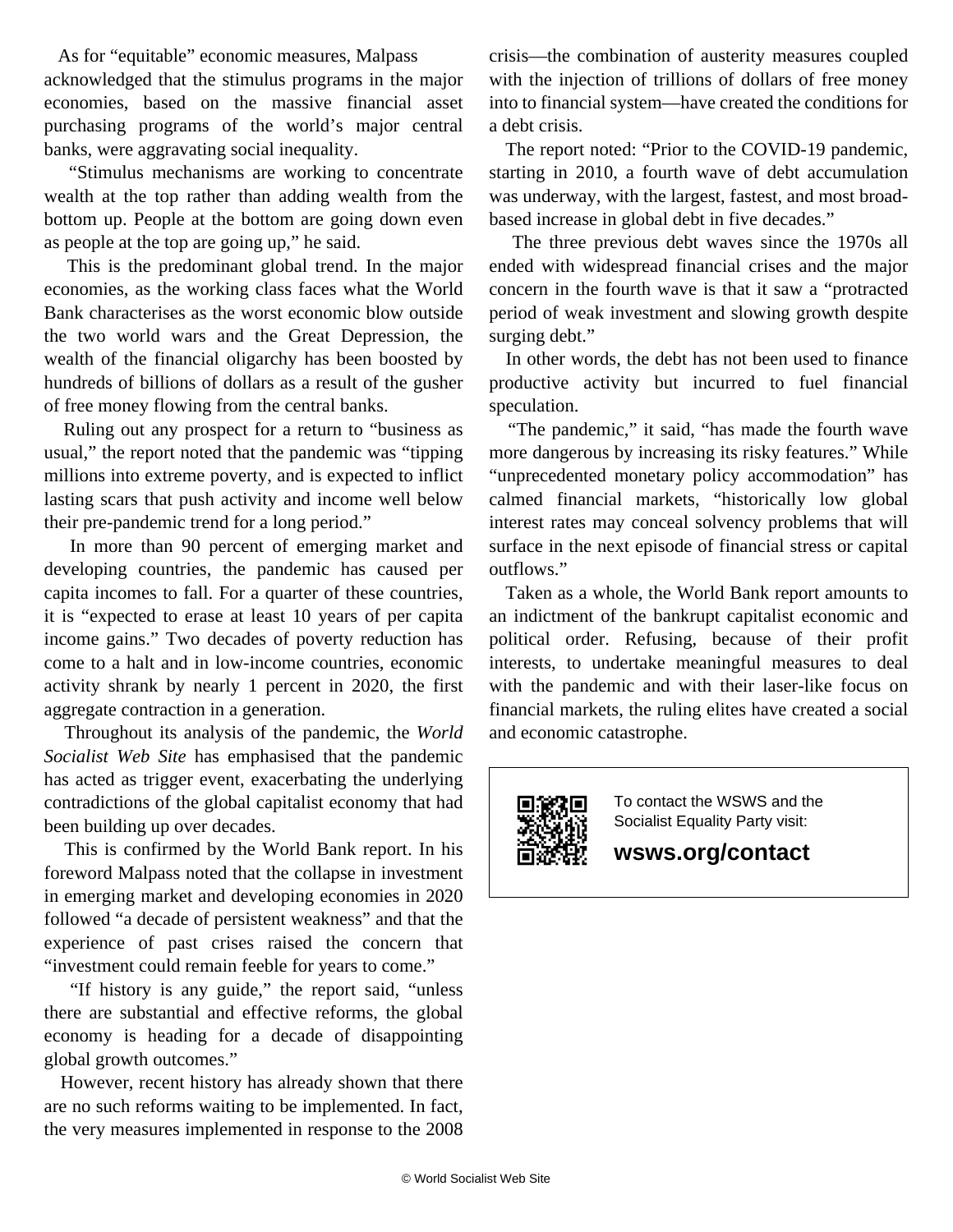As for "equitable" economic measures, Malpass acknowledged that the stimulus programs in the major economies, based on the massive financial asset purchasing programs of the world's major central banks, were aggravating social inequality.

"Stimulus mechanisms are working to concentrate wealth at the top rather than adding wealth from the bottom up. People at the bottom are going down even as people at the top are going up," he said.

This is the predominant global trend. In the major economies, as the working class faces what the World Bank characterises as the worst economic blow outside the two world wars and the Great Depression, the wealth of the financial oligarchy has been boosted by hundreds of billions of dollars as a result of the gusher of free money flowing from the central banks.

Ruling out any prospect for a return to "business as usual," the report noted that the pandemic was "tipping millions into extreme poverty, and is expected to inflict lasting scars that push activity and income well below their pre-pandemic trend for a long period."

In more than 90 percent of emerging market and developing countries, the pandemic has caused per capita incomes to fall. For a quarter of these countries, it is "expected to erase at least 10 years of per capita income gains." Two decades of poverty reduction has come to a halt and in low-income countries, economic activity shrank by nearly 1 percent in 2020, the first aggregate contraction in a generation.

Throughout its analysis of the pandemic, the *World Socialist Web Site* has emphasised that the pandemic has acted as trigger event, exacerbating the underlying contradictions of the global capitalist economy that had been building up over decades.

This is confirmed by the World Bank report. In his foreword Malpass noted that the collapse in investment in emerging market and developing economies in 2020 followed "a decade of persistent weakness" and that the experience of past crises raised the concern that "investment could remain feeble for years to come."

"If history is any guide," the report said, "unless there are substantial and effective reforms, the global economy is heading for a decade of disappointing global growth outcomes."

However, recent history has already shown that there are no such reforms waiting to be implemented. In fact, the very measures implemented in response to the 2008 crisis—the combination of austerity measures coupled with the injection of trillions of dollars of free money into to financial system—have created the conditions for a debt crisis.

The report noted: "Prior to the COVID-19 pandemic, starting in 2010, a fourth wave of debt accumulation was underway, with the largest, fastest, and most broad-based increase in global debt in five decades."

The three previous debt waves since the 1970s all ended with widespread financial crises and the major concern in the fourth wave is that it saw a "protracted period of weak investment and slowing growth despite surging debt."

In other words, the debt has not been used to finance productive activity but incurred to fuel financial speculation.

"The pandemic," it said, "has made the fourth wave more dangerous by increasing its risky features." While "unprecedented monetary policy accommodation" has calmed financial markets, "historically low global interest rates may conceal solvency problems that will surface in the next episode of financial stress or capital outflows."

Taken as a whole, the World Bank report amounts to an indictment of the bankrupt capitalist economic and political order. Refusing, because of their profit interests, to undertake meaningful measures to deal with the pandemic and with their laser-like focus on financial markets, the ruling elites have created a social and economic catastrophe.

To contact the WSWS and the Socialist Equality Party visit:

**wsws.org/contact**